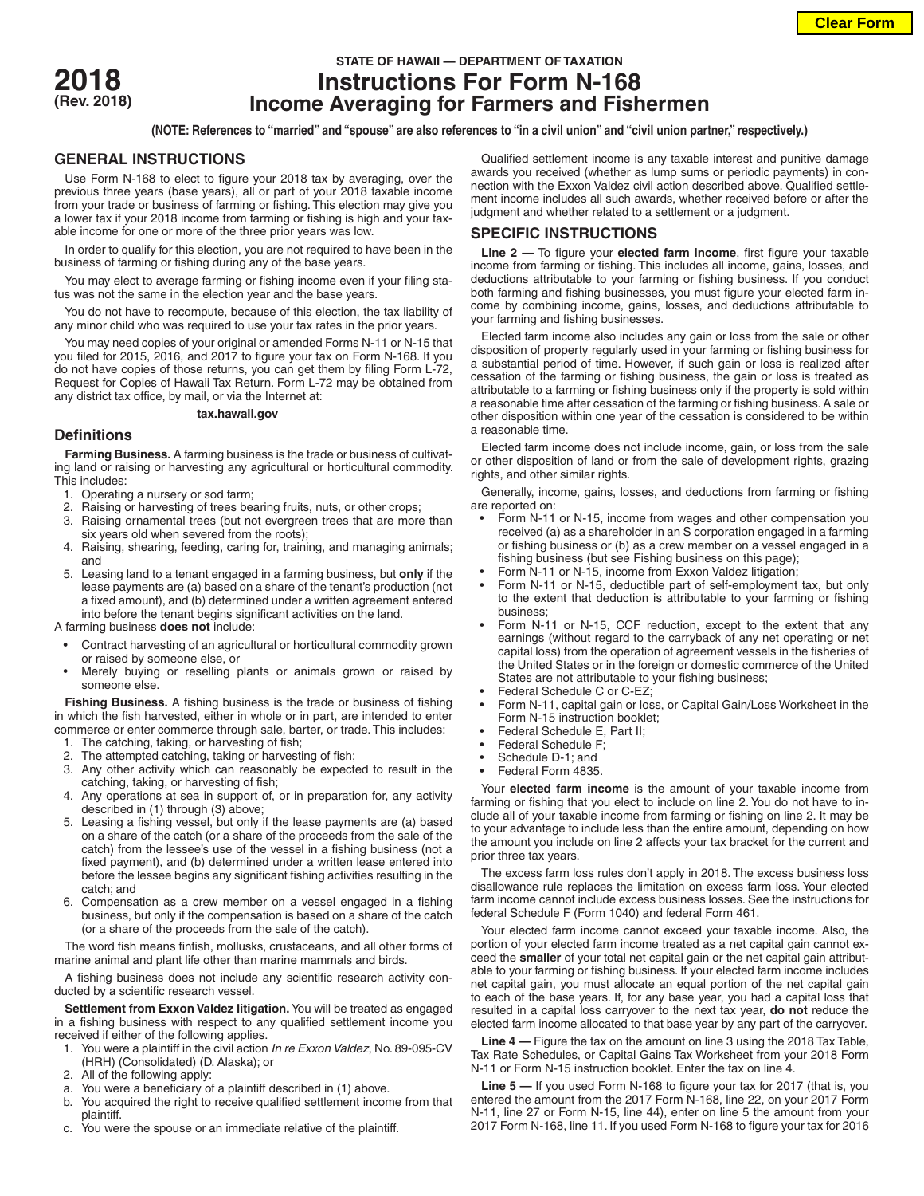# 2018 (Rev. 2018)

STATE OF HAWAII — DEPARTMENT OF TAXATION

# Instructions For Form N-168 Income Averaging for Farmers and Fishermen

**(NOTE: References to "married" and "spouse" are also references to "in a civil union" and "civil union partner," respectively.)**

## GENERAL INSTRUCTIONS

Use Form N-168 to elect to figure your 2018 tax by averaging, over the previous three years (base years), all or part of your 2018 taxable income from your trade or business of farming or fishing. This election may give you a lower tax if your 2018 income from farming or fishing is high and your taxable income for one or more of the three prior years was low.

In order to qualify for this election, you are not required to have been in the business of farming or fishing during any of the base years.

You may elect to average farming or fishing income even if your filing status was not the same in the election year and the base years.

You do not have to recompute, because of this election, the tax liability of any minor child who was required to use your tax rates in the prior years.

You may need copies of your original or amended Forms N-11 or N-15 that you filed for 2015, 2016, and 2017 to figure your tax on Form N-168. If you do not have copies of those returns, you can get them by filing Form L-72, Request for Copies of Hawaii Tax Return. Form L-72 may be obtained from any district tax office, by mail, or via the Internet at:

**tax.hawaii.gov**

### Definitions

**Farming Business.** A farming business is the trade or business of cultivating land or raising or harvesting any agricultural or horticultural commodity. This includes:

1. Operating a nursery or sod farm;
2. Raising or harvesting of trees bearing fruits, nuts, or other crops;
3. Raising ornamental trees (but not evergreen trees that are more than six years old when severed from the roots);
4. Raising, shearing, feeding, caring for, training, and managing animals; and
5. Leasing land to a tenant engaged in a farming business, but **only** if the lease payments are (a) based on a share of the tenant's production (not a fixed amount), and (b) determined under a written agreement entered into before the tenant begins significant activities on the land.

A farming business **does not** include:

- Contract harvesting of an agricultural or horticultural commodity grown or raised by someone else, or
- Merely buying or reselling plants or animals grown or raised by someone else.

**Fishing Business.** A fishing business is the trade or business of fishing in which the fish harvested, either in whole or in part, are intended to enter commerce or enter commerce through sale, barter, or trade. This includes:

1. The catching, taking, or harvesting of fish;
2. The attempted catching, taking or harvesting of fish;
3. Any other activity which can reasonably be expected to result in the catching, taking, or harvesting of fish;
4. Any operations at sea in support of, or in preparation for, any activity described in (1) through (3) above;
5. Leasing a fishing vessel, but only if the lease payments are (a) based on a share of the catch (or a share of the proceeds from the sale of the catch) from the lessee's use of the vessel in a fishing business (not a fixed payment), and (b) determined under a written lease entered into before the lessee begins any significant fishing activities resulting in the catch; and
6. Compensation as a crew member on a vessel engaged in a fishing business, but only if the compensation is based on a share of the catch (or a share of the proceeds from the sale of the catch).

The word fish means finfish, mollusks, crustaceans, and all other forms of marine animal and plant life other than marine mammals and birds.

A fishing business does not include any scientific research activity conducted by a scientific research vessel.

**Settlement from Exxon Valdez litigation.** You will be treated as engaged in a fishing business with respect to any qualified settlement income you received if either of the following applies.

1. You were a plaintiff in the civil action *In re Exxon Valdez*, No. 89-095-CV (HRH) (Consolidated) (D. Alaska); or
2. All of the following apply:
   a. You were a beneficiary of a plaintiff described in (1) above.
   b. You acquired the right to receive qualified settlement income from that plaintiff.
   c. You were the spouse or an immediate relative of the plaintiff.

Qualified settlement income is any taxable interest and punitive damage awards you received (whether as lump sums or periodic payments) in connection with the Exxon Valdez civil action described above. Qualified settlement income includes all such awards, whether received before or after the judgment and whether related to a settlement or a judgment.

## SPECIFIC INSTRUCTIONS

**Line 2 —** To figure your **elected farm income**, first figure your taxable income from farming or fishing. This includes all income, gains, losses, and deductions attributable to your farming or fishing business. If you conduct both farming and fishing businesses, you must figure your elected farm income by combining income, gains, losses, and deductions attributable to your farming and fishing businesses.

Elected farm income also includes any gain or loss from the sale or other disposition of property regularly used in your farming or fishing business for a substantial period of time. However, if such gain or loss is realized after cessation of the farming or fishing business, the gain or loss is treated as attributable to a farming or fishing business only if the property is sold within a reasonable time after cessation of the farming or fishing business. A sale or other disposition within one year of the cessation is considered to be within a reasonable time.

Elected farm income does not include income, gain, or loss from the sale or other disposition of land or from the sale of development rights, grazing rights, and other similar rights.

Generally, income, gains, losses, and deductions from farming or fishing are reported on:

- Form N-11 or N-15, income from wages and other compensation you received (a) as a shareholder in an S corporation engaged in a farming or fishing business or (b) as a crew member on a vessel engaged in a fishing business (but see Fishing business on this page);
- Form N-11 or N-15, income from Exxon Valdez litigation;
- Form N-11 or N-15, deductible part of self-employment tax, but only to the extent that deduction is attributable to your farming or fishing business;
- Form N-11 or N-15, CCF reduction, except to the extent that any earnings (without regard to the carryback of any net operating or net capital loss) from the operation of agreement vessels in the fisheries of the United States or in the foreign or domestic commerce of the United States are not attributable to your fishing business;
- Federal Schedule C or C-EZ;
- Form N-11, capital gain or loss, or Capital Gain/Loss Worksheet in the Form N-15 instruction booklet;
- Federal Schedule E, Part II;
- Federal Schedule F;
- Schedule D-1; and
- Federal Form 4835.

Your **elected farm income** is the amount of your taxable income from farming or fishing that you elect to include on line 2. You do not have to include all of your taxable income from farming or fishing on line 2. It may be to your advantage to include less than the entire amount, depending on how the amount you include on line 2 affects your tax bracket for the current and prior three tax years.

The excess farm loss rules don't apply in 2018. The excess business loss disallowance rule replaces the limitation on excess farm loss. Your elected farm income cannot include excess business losses. See the instructions for federal Schedule F (Form 1040) and federal Form 461.

Your elected farm income cannot exceed your taxable income. Also, the portion of your elected farm income treated as a net capital gain cannot exceed the **smaller** of your total net capital gain or the net capital gain attributable to your farming or fishing business. If your elected farm income includes net capital gain, you must allocate an equal portion of the net capital gain to each of the base years. If, for any base year, you had a capital loss that resulted in a capital loss carryover to the next tax year, **do not** reduce the elected farm income allocated to that base year by any part of the carryover.

**Line 4 —** Figure the tax on the amount on line 3 using the 2018 Tax Table, Tax Rate Schedules, or Capital Gains Tax Worksheet from your 2018 Form N-11 or Form N-15 instruction booklet. Enter the tax on line 4.

**Line 5 —** If you used Form N-168 to figure your tax for 2017 (that is, you entered the amount from the 2017 Form N-168, line 22, on your 2017 Form N-11, line 27 or Form N-15, line 44), enter on line 5 the amount from your 2017 Form N-168, line 11. If you used Form N-168 to figure your tax for 2016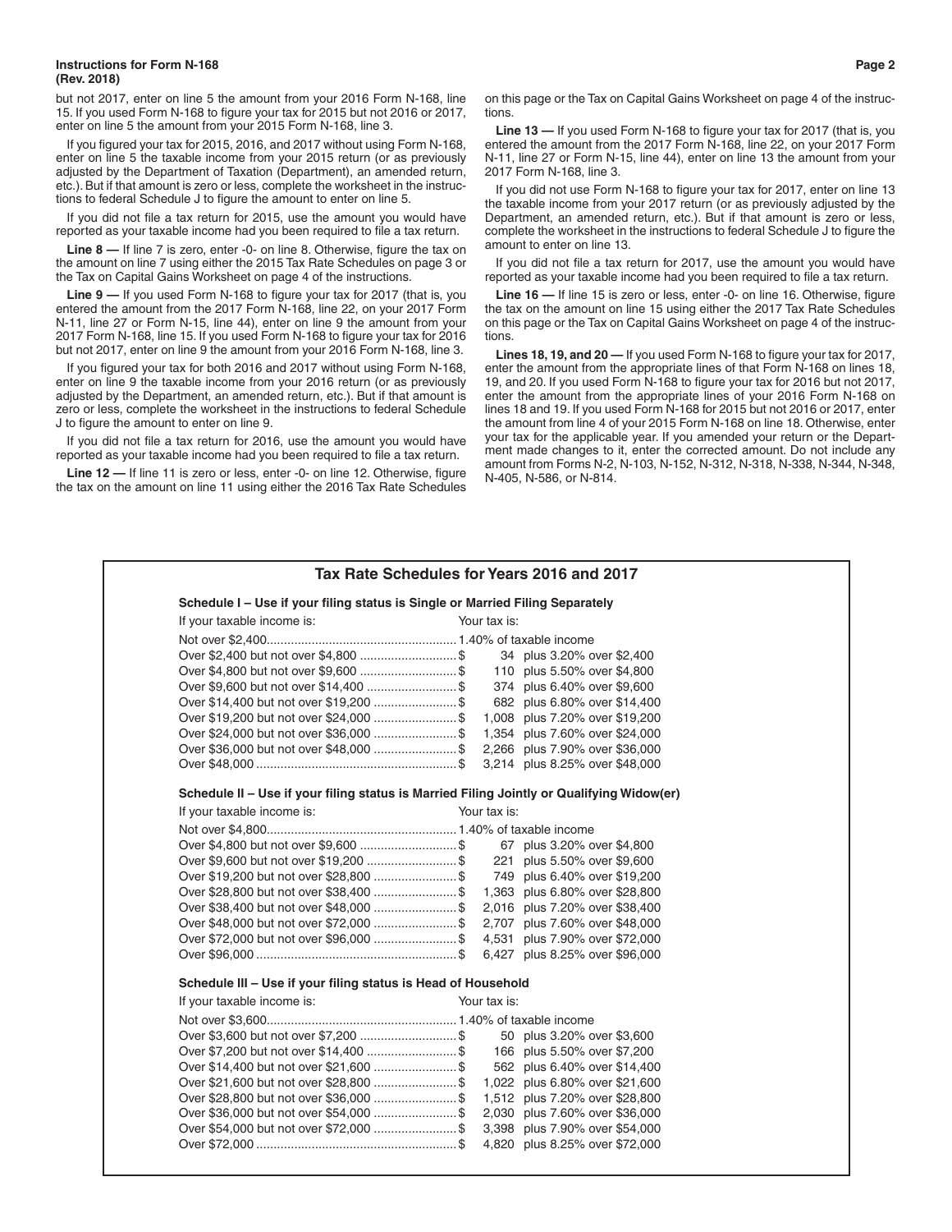but not 2017, enter on line 5 the amount from your 2016 Form N-168, line 15. If you used Form N-168 to figure your tax for 2015 but not 2016 or 2017, enter on line 5 the amount from your 2015 Form N-168, line 3.

If you figured your tax for 2015, 2016, and 2017 without using Form N-168, enter on line 5 the taxable income from your 2015 return (or as previously adjusted by the Department of Taxation (Department), an amended return, etc.). But if that amount is zero or less, complete the worksheet in the instructions to federal Schedule J to figure the amount to enter on line 5.

If you did not file a tax return for 2015, use the amount you would have reported as your taxable income had you been required to file a tax return.

**Line 8 —** If line 7 is zero, enter -0- on line 8. Otherwise, figure the tax on the amount on line 7 using either the 2015 Tax Rate Schedules on page 3 or the Tax on Capital Gains Worksheet on page 4 of the instructions.

**Line 9 —** If you used Form N-168 to figure your tax for 2017 (that is, you entered the amount from the 2017 Form N-168, line 22, on your 2017 Form N-11, line 27 or Form N-15, line 44), enter on line 9 the amount from your 2017 Form N-168, line 15. If you used Form N-168 to figure your tax for 2016 but not 2017, enter on line 9 the amount from your 2016 Form N-168, line 3.

If you figured your tax for both 2016 and 2017 without using Form N-168, enter on line 9 the taxable income from your 2016 return (or as previously adjusted by the Department, an amended return, etc.). But if that amount is zero or less, complete the worksheet in the instructions to federal Schedule J to figure the amount to enter on line 9.

If you did not file a tax return for 2016, use the amount you would have reported as your taxable income had you been required to file a tax return.

**Line 12 —** If line 11 is zero or less, enter -0- on line 12. Otherwise, figure the tax on the amount on line 11 using either the 2016 Tax Rate Schedules on this page or the Tax on Capital Gains Worksheet on page 4 of the instructions.

**Line 13 —** If you used Form N-168 to figure your tax for 2017 (that is, you entered the amount from the 2017 Form N-168, line 22, on your 2017 Form N-11, line 27 or Form N-15, line 44), enter on line 13 the amount from your 2017 Form N-168, line 3.

If you did not use Form N-168 to figure your tax for 2017, enter on line 13 the taxable income from your 2017 return (or as previously adjusted by the Department, an amended return, etc.). But if that amount is zero or less, complete the worksheet in the instructions to federal Schedule J to figure the amount to enter on line 13.

If you did not file a tax return for 2017, use the amount you would have reported as your taxable income had you been required to file a tax return.

**Line 16 —** If line 15 is zero or less, enter -0- on line 16. Otherwise, figure the tax on the amount on line 15 using either the 2017 Tax Rate Schedules on this page or the Tax on Capital Gains Worksheet on page 4 of the instructions.

**Lines 18, 19, and 20 —** If you used Form N-168 to figure your tax for 2017, enter the amount from the appropriate lines of that Form N-168 on lines 18, 19, and 20. If you used Form N-168 to figure your tax for 2016 but not 2017, enter the amount from the appropriate lines of your 2016 Form N-168 on lines 18 and 19. If you used Form N-168 for 2015 but not 2016 or 2017, enter the amount from line 4 of your 2015 Form N-168 on line 18. Otherwise, enter your tax for the applicable year. If you amended your return or the Department made changes to it, enter the corrected amount. Do not include any amount from Forms N-2, N-103, N-152, N-312, N-318, N-338, N-344, N-348, N-405, N-586, or N-814.

## Tax Rate Schedules for Years 2016 and 2017

### Schedule I – Use if your filing status is Single or Married Filing Separately

| If your taxable income is: | Your tax is: |
|---|---|
| Not over $2,400 | 1.40% of taxable income |
| Over $2,400 but not over $4,800 | $ 34 plus 3.20% over $2,400 |
| Over $4,800 but not over $9,600 | $ 110 plus 5.50% over $4,800 |
| Over $9,600 but not over $14,400 | $ 374 plus 6.40% over $9,600 |
| Over $14,400 but not over $19,200 | $ 682 plus 6.80% over $14,400 |
| Over $19,200 but not over $24,000 | $ 1,008 plus 7.20% over $19,200 |
| Over $24,000 but not over $36,000 | $ 1,354 plus 7.60% over $24,000 |
| Over $36,000 but not over $48,000 | $ 2,266 plus 7.90% over $36,000 |
| Over $48,000 | $ 3,214 plus 8.25% over $48,000 |

### Schedule II – Use if your filing status is Married Filing Jointly or Qualifying Widow(er)

| If your taxable income is: | Your tax is: |
|---|---|
| Not over $4,800 | 1.40% of taxable income |
| Over $4,800 but not over $9,600 | $ 67 plus 3.20% over $4,800 |
| Over $9,600 but not over $19,200 | $ 221 plus 5.50% over $9,600 |
| Over $19,200 but not over $28,800 | $ 749 plus 6.40% over $19,200 |
| Over $28,800 but not over $38,400 | $ 1,363 plus 6.80% over $28,800 |
| Over $38,400 but not over $48,000 | $ 2,016 plus 7.20% over $38,400 |
| Over $48,000 but not over $72,000 | $ 2,707 plus 7.60% over $48,000 |
| Over $72,000 but not over $96,000 | $ 4,531 plus 7.90% over $72,000 |
| Over $96,000 | $ 6,427 plus 8.25% over $96,000 |

### Schedule III – Use if your filing status is Head of Household

| If your taxable income is: | Your tax is: |
|---|---|
| Not over $3,600 | 1.40% of taxable income |
| Over $3,600 but not over $7,200 | $ 50 plus 3.20% over $3,600 |
| Over $7,200 but not over $14,400 | $ 166 plus 5.50% over $7,200 |
| Over $14,400 but not over $21,600 | $ 562 plus 6.40% over $14,400 |
| Over $21,600 but not over $28,800 | $ 1,022 plus 6.80% over $21,600 |
| Over $28,800 but not over $36,000 | $ 1,512 plus 7.20% over $28,800 |
| Over $36,000 but not over $54,000 | $ 2,030 plus 7.60% over $36,000 |
| Over $54,000 but not over $72,000 | $ 3,398 plus 7.90% over $54,000 |
| Over $72,000 | $ 4,820 plus 8.25% over $72,000 |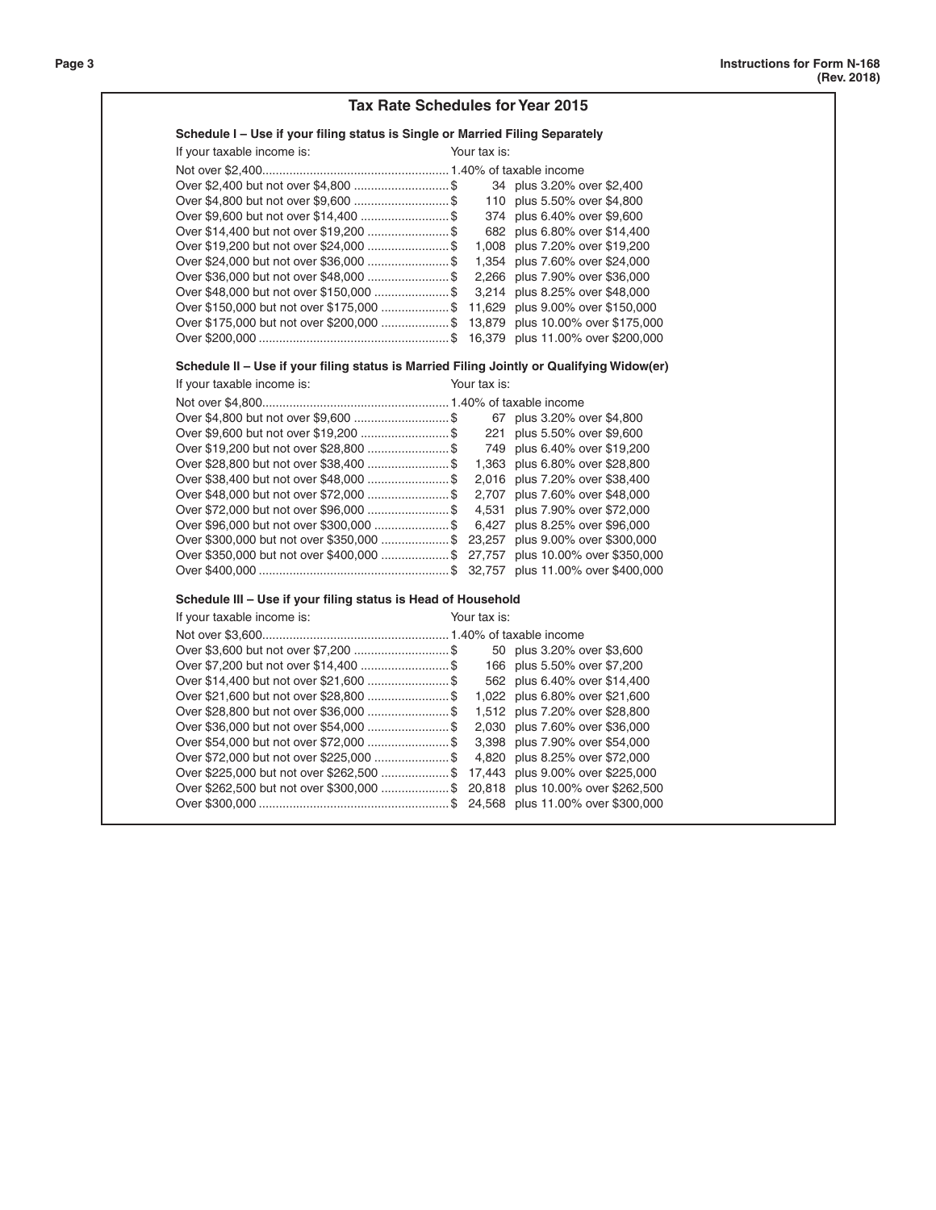## Tax Rate Schedules for Year 2015

### Schedule I – Use if your filing status is Single or Married Filing Separately

| If your taxable income is: | Your tax is: |
|---|---|
| Not over $2,400 | 1.40% of taxable income |
| Over $2,400 but not over $4,800 | $ 34 plus 3.20% over $2,400 |
| Over $4,800 but not over $9,600 | $ 110 plus 5.50% over $4,800 |
| Over $9,600 but not over $14,400 | $ 374 plus 6.40% over $9,600 |
| Over $14,400 but not over $19,200 | $ 682 plus 6.80% over $14,400 |
| Over $19,200 but not over $24,000 | $ 1,008 plus 7.20% over $19,200 |
| Over $24,000 but not over $36,000 | $ 1,354 plus 7.60% over $24,000 |
| Over $36,000 but not over $48,000 | $ 2,266 plus 7.90% over $36,000 |
| Over $48,000 but not over $150,000 | $ 3,214 plus 8.25% over $48,000 |
| Over $150,000 but not over $175,000 | $ 11,629 plus 9.00% over $150,000 |
| Over $175,000 but not over $200,000 | $ 13,879 plus 10.00% over $175,000 |
| Over $200,000 | $ 16,379 plus 11.00% over $200,000 |

### Schedule II – Use if your filing status is Married Filing Jointly or Qualifying Widow(er)

| If your taxable income is: | Your tax is: |
|---|---|
| Not over $4,800 | 1.40% of taxable income |
| Over $4,800 but not over $9,600 | $ 67 plus 3.20% over $4,800 |
| Over $9,600 but not over $19,200 | $ 221 plus 5.50% over $9,600 |
| Over $19,200 but not over $28,800 | $ 749 plus 6.40% over $19,200 |
| Over $28,800 but not over $38,400 | $ 1,363 plus 6.80% over $28,800 |
| Over $38,400 but not over $48,000 | $ 2,016 plus 7.20% over $38,400 |
| Over $48,000 but not over $72,000 | $ 2,707 plus 7.60% over $48,000 |
| Over $72,000 but not over $96,000 | $ 4,531 plus 7.90% over $72,000 |
| Over $96,000 but not over $300,000 | $ 6,427 plus 8.25% over $96,000 |
| Over $300,000 but not over $350,000 | $ 23,257 plus 9.00% over $300,000 |
| Over $350,000 but not over $400,000 | $ 27,757 plus 10.00% over $350,000 |
| Over $400,000 | $ 32,757 plus 11.00% over $400,000 |

### Schedule III – Use if your filing status is Head of Household

| If your taxable income is: | Your tax is: |
|---|---|
| Not over $3,600 | 1.40% of taxable income |
| Over $3,600 but not over $7,200 | $ 50 plus 3.20% over $3,600 |
| Over $7,200 but not over $14,400 | $ 166 plus 5.50% over $7,200 |
| Over $14,400 but not over $21,600 | $ 562 plus 6.40% over $14,400 |
| Over $21,600 but not over $28,800 | $ 1,022 plus 6.80% over $21,600 |
| Over $28,800 but not over $36,000 | $ 1,512 plus 7.20% over $28,800 |
| Over $36,000 but not over $54,000 | $ 2,030 plus 7.60% over $36,000 |
| Over $54,000 but not over $72,000 | $ 3,398 plus 7.90% over $54,000 |
| Over $72,000 but not over $225,000 | $ 4,820 plus 8.25% over $72,000 |
| Over $225,000 but not over $262,500 | $ 17,443 plus 9.00% over $225,000 |
| Over $262,500 but not over $300,000 | $ 20,818 plus 10.00% over $262,500 |
| Over $300,000 | $ 24,568 plus 11.00% over $300,000 |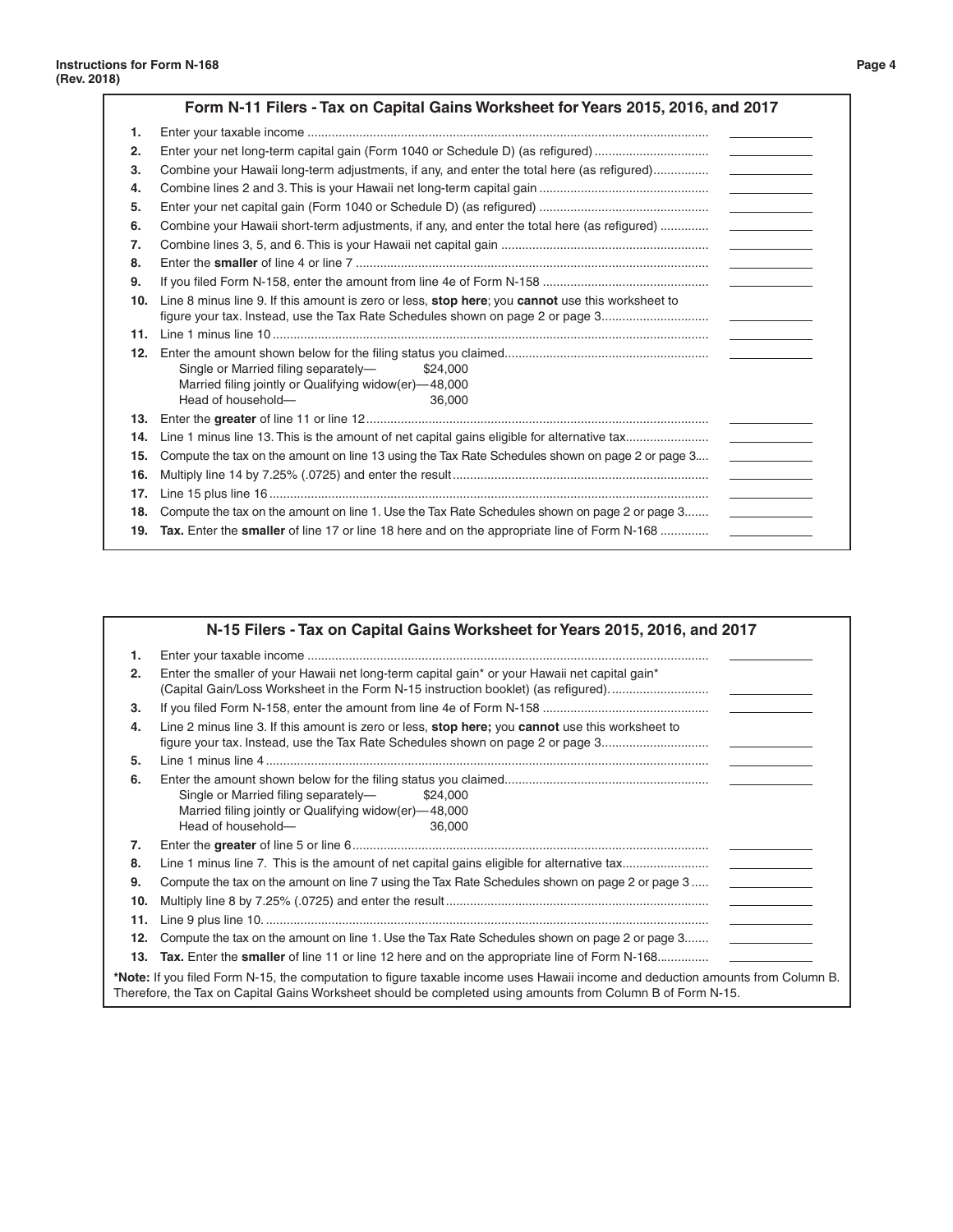## Form N-11 Filers - Tax on Capital Gains Worksheet for Years 2015, 2016, and 2017

| | | |
|---|---|---|
| **1.** | Enter your taxable income | |
| **2.** | Enter your net long-term capital gain (Form 1040 or Schedule D) (as refigured) | |
| **3.** | Combine your Hawaii long-term adjustments, if any, and enter the total here (as refigured) | |
| **4.** | Combine lines 2 and 3. This is your Hawaii net long-term capital gain | |
| **5.** | Enter your net capital gain (Form 1040 or Schedule D) (as refigured) | |
| **6.** | Combine your Hawaii short-term adjustments, if any, and enter the total here (as refigured) | |
| **7.** | Combine lines 3, 5, and 6. This is your Hawaii net capital gain | |
| **8.** | Enter the **smaller** of line 4 or line 7 | |
| **9.** | If you filed Form N-158, enter the amount from line 4e of Form N-158 | |
| **10.** | Line 8 minus line 9. If this amount is zero or less, **stop here**; you **cannot** use this worksheet to figure your tax. Instead, use the Tax Rate Schedules shown on page 2 or page 3 | |
| **11.** | Line 1 minus line 10 | |
| **12.** | Enter the amount shown below for the filing status you claimed<br>Single or Married filing separately— $24,000<br>Married filing jointly or Qualifying widow(er)—48,000<br>Head of household— 36,000 | |
| **13.** | Enter the **greater** of line 11 or line 12 | |
| **14.** | Line 1 minus line 13. This is the amount of net capital gains eligible for alternative tax | |
| **15.** | Compute the tax on the amount on line 13 using the Tax Rate Schedules shown on page 2 or page 3 | |
| **16.** | Multiply line 14 by 7.25% (.0725) and enter the result | |
| **17.** | Line 15 plus line 16 | |
| **18.** | Compute the tax on the amount on line 1. Use the Tax Rate Schedules shown on page 2 or page 3 | |
| **19.** | **Tax.** Enter the **smaller** of line 17 or line 18 here and on the appropriate line of Form N-168 | |

## N-15 Filers - Tax on Capital Gains Worksheet for Years 2015, 2016, and 2017

| | | |
|---|---|---|
| **1.** | Enter your taxable income | |
| **2.** | Enter the smaller of your Hawaii net long-term capital gain* or your Hawaii net capital gain* (Capital Gain/Loss Worksheet in the Form N-15 instruction booklet) (as refigured). | |
| **3.** | If you filed Form N-158, enter the amount from line 4e of Form N-158 | |
| **4.** | Line 2 minus line 3. If this amount is zero or less, **stop here;** you **cannot** use this worksheet to figure your tax. Instead, use the Tax Rate Schedules shown on page 2 or page 3 | |
| **5.** | Line 1 minus line 4 | |
| **6.** | Enter the amount shown below for the filing status you claimed<br>Single or Married filing separately— $24,000<br>Married filing jointly or Qualifying widow(er)—48,000<br>Head of household— 36,000 | |
| **7.** | Enter the **greater** of line 5 or line 6 | |
| **8.** | Line 1 minus line 7. This is the amount of net capital gains eligible for alternative tax | |
| **9.** | Compute the tax on the amount on line 7 using the Tax Rate Schedules shown on page 2 or page 3 | |
| **10.** | Multiply line 8 by 7.25% (.0725) and enter the result | |
| **11.** | Line 9 plus line 10. | |
| **12.** | Compute the tax on the amount on line 1. Use the Tax Rate Schedules shown on page 2 or page 3 | |
| **13.** | **Tax.** Enter the **smaller** of line 11 or line 12 here and on the appropriate line of Form N-168 | |

***Note:** If you filed Form N-15, the computation to figure taxable income uses Hawaii income and deduction amounts from Column B. Therefore, the Tax on Capital Gains Worksheet should be completed using amounts from Column B of Form N-15.